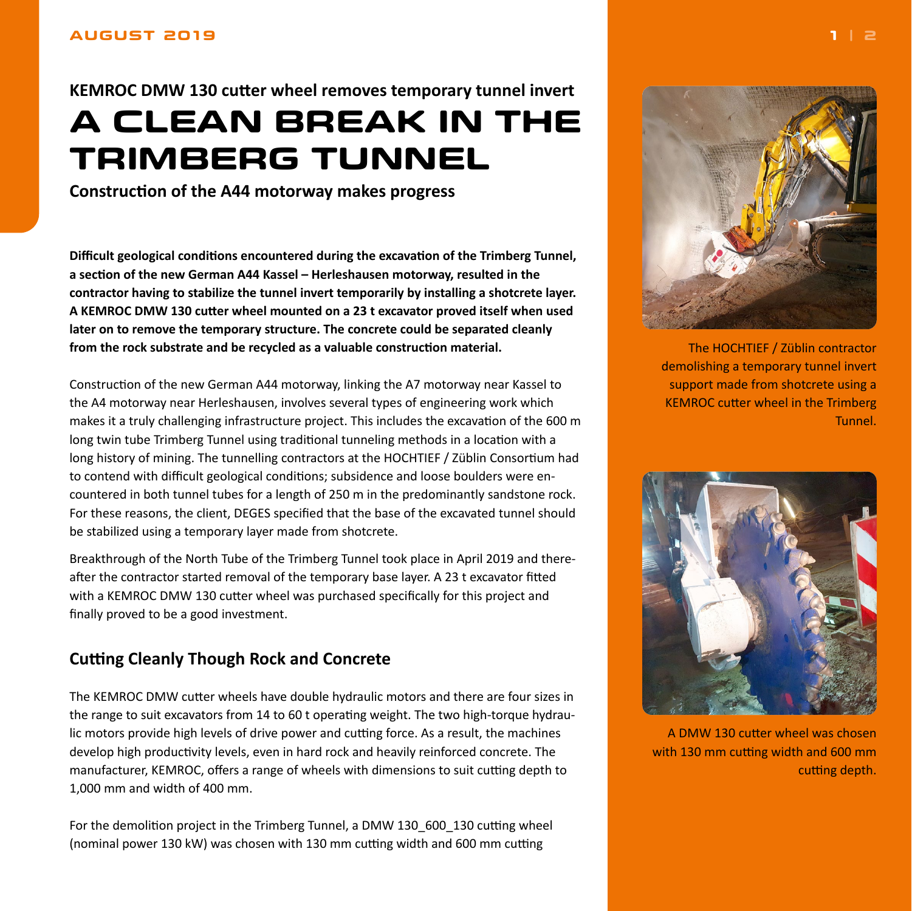**KEMROC DMW 130 cutter wheel removes temporary tunnel invert**

# A CLEAN BREAK IN THE TRIMBERG TUNNEL

**Construction of the A44 motorway makes progress**

**Difficult geological conditions encountered during the excavation of the Trimberg Tunnel, a section of the new German A44 Kassel – Herleshausen motorway, resulted in the contractor having to stabilize the tunnel invert temporarily by installing a shotcrete layer. A KEMROC DMW 130 cutter wheel mounted on a 23 t excavator proved itself when used later on to remove the temporary structure. The concrete could be separated cleanly from the rock substrate and be recycled as a valuable construction material.**

Construction of the new German A44 motorway, linking the A7 motorway near Kassel to the A4 motorway near Herleshausen, involves several types of engineering work which makes it a truly challenging infrastructure project. This includes the excavation of the 600 m long twin tube Trimberg Tunnel using traditional tunneling methods in a location with a long history of mining. The tunnelling contractors at the HOCHTIEF / Züblin Consortium had to contend with difficult geological conditions; subsidence and loose boulders were encountered in both tunnel tubes for a length of 250 m in the predominantly sandstone rock. For these reasons, the client, DEGES specified that the base of the excavated tunnel should be stabilized using a temporary layer made from shotcrete.

Breakthrough of the North Tube of the Trimberg Tunnel took place in April 2019 and thereafter the contractor started removal of the temporary base layer. A 23 t excavator fitted with a KEMROC DMW 130 cutter wheel was purchased specifically for this project and finally proved to be a good investment.

## Cutting Cleanly Though Rock and Concrete

The KEMROC DMW cutter wheels have double hydraulic motors and there are four sizes in the range to suit excavators from 14 to 60 t operating weight. The two high-torque hydraulic motors provide high levels of drive power and cutting force. As a result, the machines develop high productivity levels, even in hard rock and heavily reinforced concrete. The manufacturer, KEMROC, offers a range of wheels with dimensions to suit cutting depth to 1,000 mm and width of 400 mm.

For the demolition project in the Trimberg Tunnel, a DMW 130_600_130 cutting wheel (nominal power 130 kW) was chosen with 130 mm cutting width and 600 mm cutting

The HOCHTIEF / Züblin contractor demolishing a temporary tunnel invert support made from shotcrete using a KEMROC cutter wheel in the Trimberg Tunnel.

A DMW 130 cutter wheel was chosen with 130 mm cutting width and 600 mm cutting depth.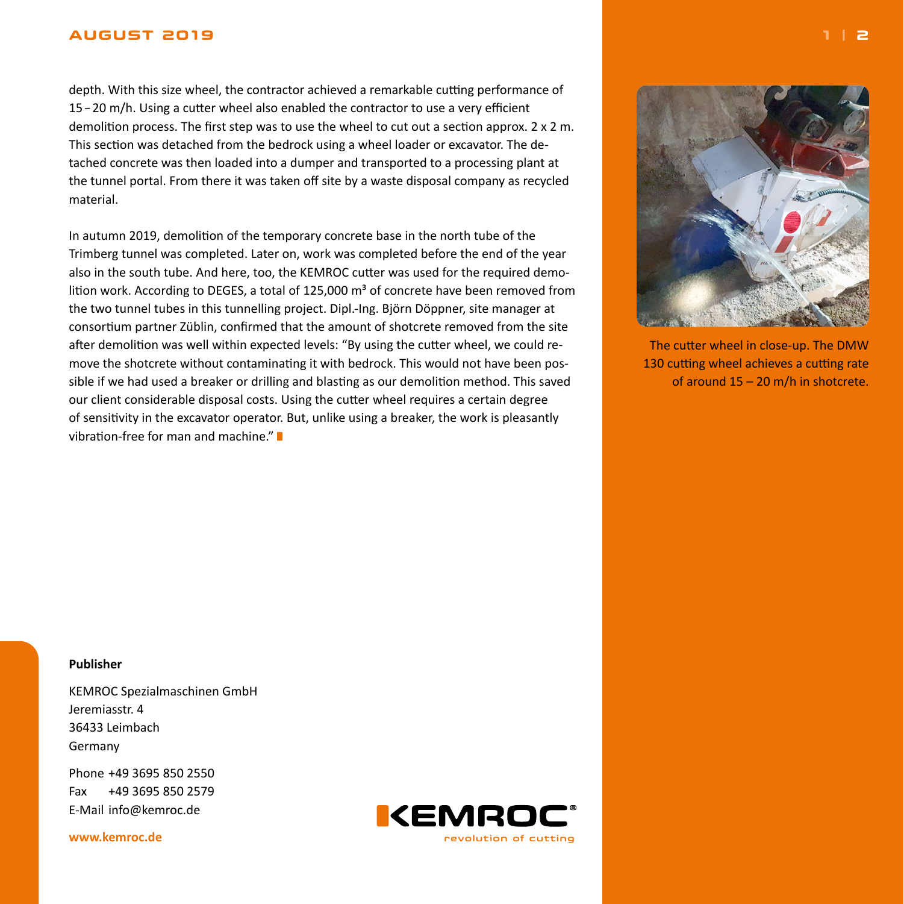depth. With this size wheel, the contractor achieved a remarkable cutting performance of 15 – 20 m/h. Using a cutter wheel also enabled the contractor to use a very efficient demolition process. The first step was to use the wheel to cut out a section approx. 2 x 2 m. This section was detached from the bedrock using a wheel loader or excavator. The detached concrete was then loaded into a dumper and transported to a processing plant at the tunnel portal. From there it was taken off site by a waste disposal company as recycled material.

In autumn 2019, demolition of the temporary concrete base in the north tube of the Trimberg tunnel was completed. Later on, work was completed before the end of the year also in the south tube. And here, too, the KEMROC cutter was used for the required demolition work. According to DEGES, a total of 125,000 m³ of concrete have been removed from the two tunnel tubes in this tunnelling project. Dipl.-Ing. Björn Döppner, site manager at consortium partner Züblin, confirmed that the amount of shotcrete removed from the site after demolition was well within expected levels: "By using the cutter wheel, we could remove the shotcrete without contaminating it with bedrock. This would not have been possible if we had used a breaker or drilling and blasting as our demolition method. This saved our client considerable disposal costs. Using the cutter wheel requires a certain degree of sensitivity in the excavator operator. But, unlike using a breaker, the work is pleasantly vibration-free for man and machine."

The cutter wheel in close-up. The DMW 130 cutting wheel achieves a cutting rate of around 15 – 20 m/h in shotcrete.

**Publisher**

KEMROC Spezialmaschinen GmbH
Jeremiasstr. 4
36433 Leimbach
Germany

Phone +49 3695 850 2550
Fax +49 3695 850 2579
E-Mail info@kemroc.de

**www.kemroc.de**

KEMROC®
revolution of cutting